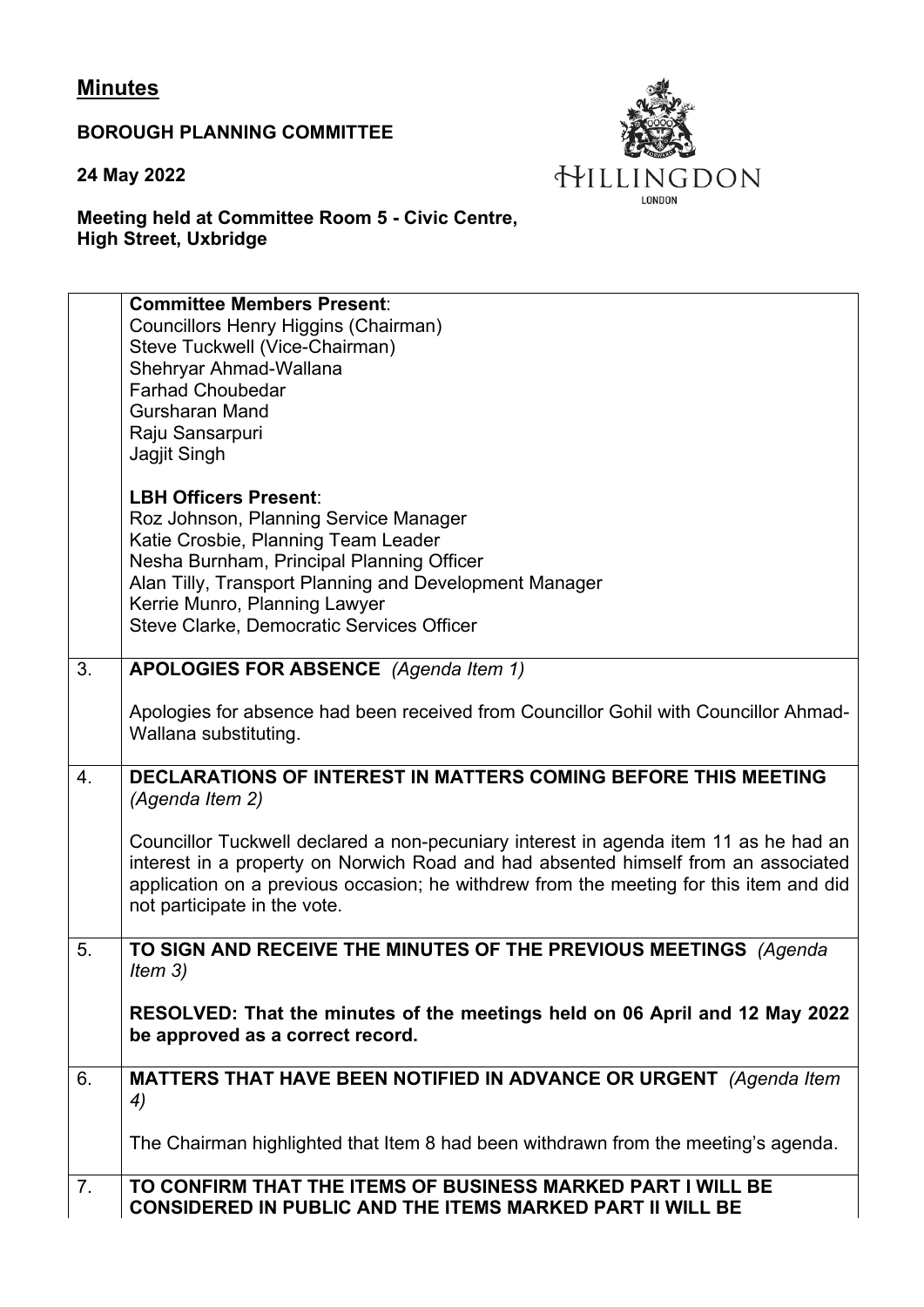# Minutes

**BOROUGH PLANNING COMMITTEE**

**24 May 2022**

**Meeting held at Committee Room 5 - Civic Centre, High Street, Uxbridge**

| | |
|---|---|
| | **Committee Members Present**:<br>Councillors Henry Higgins (Chairman)<br>Steve Tuckwell (Vice-Chairman)<br>Shehryar Ahmad-Wallana<br>Farhad Choubedar<br>Gursharan Mand<br>Raju Sansarpuri<br>Jagjit Singh<br><br>**LBH Officers Present**:<br>Roz Johnson, Planning Service Manager<br>Katie Crosbie, Planning Team Leader<br>Nesha Burnham, Principal Planning Officer<br>Alan Tilly, Transport Planning and Development Manager<br>Kerrie Munro, Planning Lawyer<br>Steve Clarke, Democratic Services Officer |
| 3. | **APOLOGIES FOR ABSENCE** *(Agenda Item 1)*<br><br>Apologies for absence had been received from Councillor Gohil with Councillor Ahmad-Wallana substituting. |
| 4. | **DECLARATIONS OF INTEREST IN MATTERS COMING BEFORE THIS MEETING** *(Agenda Item 2)*<br><br>Councillor Tuckwell declared a non-pecuniary interest in agenda item 11 as he had an interest in a property on Norwich Road and had absented himself from an associated application on a previous occasion; he withdrew from the meeting for this item and did not participate in the vote. |
| 5. | **TO SIGN AND RECEIVE THE MINUTES OF THE PREVIOUS MEETINGS** *(Agenda Item 3)*<br><br>**RESOLVED: That the minutes of the meetings held on 06 April and 12 May 2022 be approved as a correct record.** |
| 6. | **MATTERS THAT HAVE BEEN NOTIFIED IN ADVANCE OR URGENT** *(Agenda Item 4)*<br><br>The Chairman highlighted that Item 8 had been withdrawn from the meeting's agenda. |
| 7. | **TO CONFIRM THAT THE ITEMS OF BUSINESS MARKED PART I WILL BE CONSIDERED IN PUBLIC AND THE ITEMS MARKED PART II WILL BE** |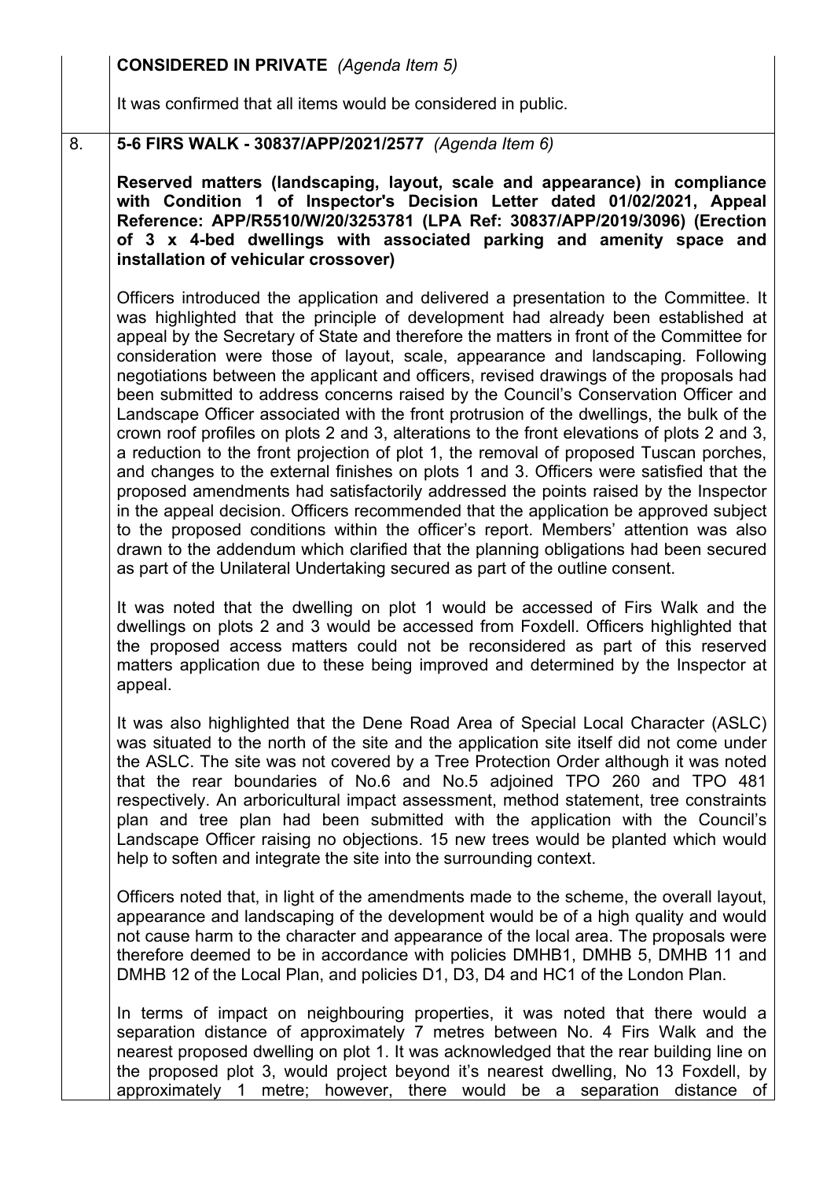**CONSIDERED IN PRIVATE** *(Agenda Item 5)*

It was confirmed that all items would be considered in public.

8. **5-6 FIRS WALK - 30837/APP/2021/2577** *(Agenda Item 6)*

**Reserved matters (landscaping, layout, scale and appearance) in compliance with Condition 1 of Inspector's Decision Letter dated 01/02/2021, Appeal Reference: APP/R5510/W/20/3253781 (LPA Ref: 30837/APP/2019/3096) (Erection of 3 x 4-bed dwellings with associated parking and amenity space and installation of vehicular crossover)**

Officers introduced the application and delivered a presentation to the Committee. It was highlighted that the principle of development had already been established at appeal by the Secretary of State and therefore the matters in front of the Committee for consideration were those of layout, scale, appearance and landscaping. Following negotiations between the applicant and officers, revised drawings of the proposals had been submitted to address concerns raised by the Council's Conservation Officer and Landscape Officer associated with the front protrusion of the dwellings, the bulk of the crown roof profiles on plots 2 and 3, alterations to the front elevations of plots 2 and 3, a reduction to the front projection of plot 1, the removal of proposed Tuscan porches, and changes to the external finishes on plots 1 and 3. Officers were satisfied that the proposed amendments had satisfactorily addressed the points raised by the Inspector in the appeal decision. Officers recommended that the application be approved subject to the proposed conditions within the officer's report. Members' attention was also drawn to the addendum which clarified that the planning obligations had been secured as part of the Unilateral Undertaking secured as part of the outline consent.

It was noted that the dwelling on plot 1 would be accessed of Firs Walk and the dwellings on plots 2 and 3 would be accessed from Foxdell. Officers highlighted that the proposed access matters could not be reconsidered as part of this reserved matters application due to these being improved and determined by the Inspector at appeal.

It was also highlighted that the Dene Road Area of Special Local Character (ASLC) was situated to the north of the site and the application site itself did not come under the ASLC. The site was not covered by a Tree Protection Order although it was noted that the rear boundaries of No.6 and No.5 adjoined TPO 260 and TPO 481 respectively. An arboricultural impact assessment, method statement, tree constraints plan and tree plan had been submitted with the application with the Council's Landscape Officer raising no objections. 15 new trees would be planted which would help to soften and integrate the site into the surrounding context.

Officers noted that, in light of the amendments made to the scheme, the overall layout, appearance and landscaping of the development would be of a high quality and would not cause harm to the character and appearance of the local area. The proposals were therefore deemed to be in accordance with policies DMHB1, DMHB 5, DMHB 11 and DMHB 12 of the Local Plan, and policies D1, D3, D4 and HC1 of the London Plan.

In terms of impact on neighbouring properties, it was noted that there would a separation distance of approximately 7 metres between No. 4 Firs Walk and the nearest proposed dwelling on plot 1. It was acknowledged that the rear building line on the proposed plot 3, would project beyond it's nearest dwelling, No 13 Foxdell, by approximately 1 metre; however, there would be a separation distance of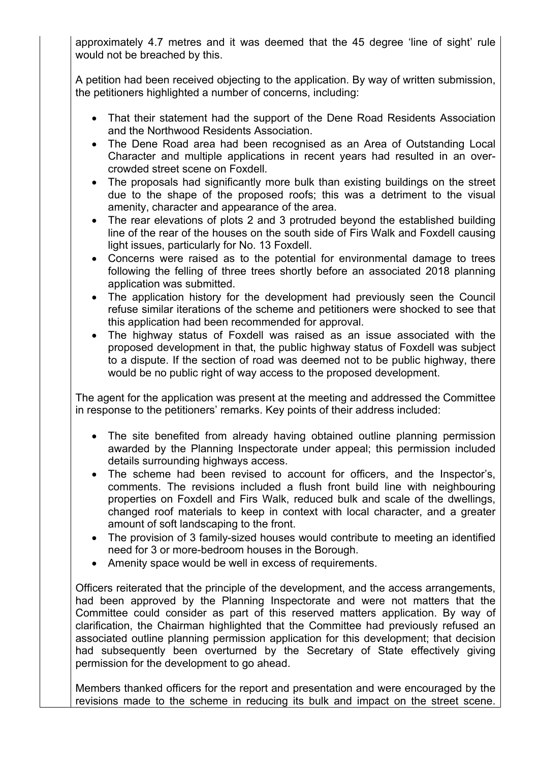approximately 4.7 metres and it was deemed that the 45 degree 'line of sight' rule would not be breached by this.

A petition had been received objecting to the application. By way of written submission, the petitioners highlighted a number of concerns, including:

- That their statement had the support of the Dene Road Residents Association and the Northwood Residents Association.
- The Dene Road area had been recognised as an Area of Outstanding Local Character and multiple applications in recent years had resulted in an over-crowded street scene on Foxdell.
- The proposals had significantly more bulk than existing buildings on the street due to the shape of the proposed roofs; this was a detriment to the visual amenity, character and appearance of the area.
- The rear elevations of plots 2 and 3 protruded beyond the established building line of the rear of the houses on the south side of Firs Walk and Foxdell causing light issues, particularly for No. 13 Foxdell.
- Concerns were raised as to the potential for environmental damage to trees following the felling of three trees shortly before an associated 2018 planning application was submitted.
- The application history for the development had previously seen the Council refuse similar iterations of the scheme and petitioners were shocked to see that this application had been recommended for approval.
- The highway status of Foxdell was raised as an issue associated with the proposed development in that, the public highway status of Foxdell was subject to a dispute. If the section of road was deemed not to be public highway, there would be no public right of way access to the proposed development.

The agent for the application was present at the meeting and addressed the Committee in response to the petitioners' remarks. Key points of their address included:

- The site benefited from already having obtained outline planning permission awarded by the Planning Inspectorate under appeal; this permission included details surrounding highways access.
- The scheme had been revised to account for officers, and the Inspector's, comments. The revisions included a flush front build line with neighbouring properties on Foxdell and Firs Walk, reduced bulk and scale of the dwellings, changed roof materials to keep in context with local character, and a greater amount of soft landscaping to the front.
- The provision of 3 family-sized houses would contribute to meeting an identified need for 3 or more-bedroom houses in the Borough.
- Amenity space would be well in excess of requirements.

Officers reiterated that the principle of the development, and the access arrangements, had been approved by the Planning Inspectorate and were not matters that the Committee could consider as part of this reserved matters application. By way of clarification, the Chairman highlighted that the Committee had previously refused an associated outline planning permission application for this development; that decision had subsequently been overturned by the Secretary of State effectively giving permission for the development to go ahead.

Members thanked officers for the report and presentation and were encouraged by the revisions made to the scheme in reducing its bulk and impact on the street scene.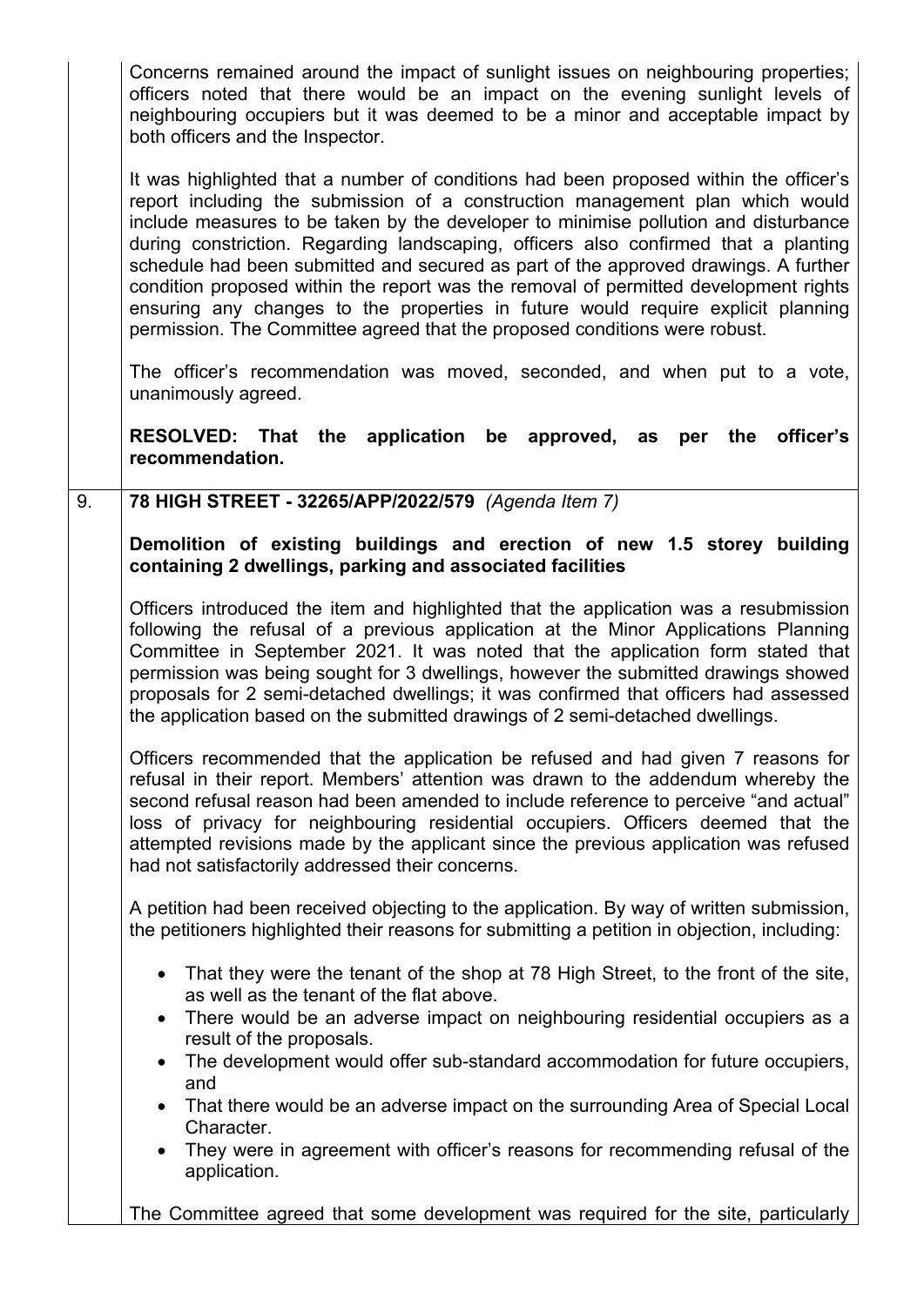Concerns remained around the impact of sunlight issues on neighbouring properties; officers noted that there would be an impact on the evening sunlight levels of neighbouring occupiers but it was deemed to be a minor and acceptable impact by both officers and the Inspector.

It was highlighted that a number of conditions had been proposed within the officer's report including the submission of a construction management plan which would include measures to be taken by the developer to minimise pollution and disturbance during constriction. Regarding landscaping, officers also confirmed that a planting schedule had been submitted and secured as part of the approved drawings. A further condition proposed within the report was the removal of permitted development rights ensuring any changes to the properties in future would require explicit planning permission. The Committee agreed that the proposed conditions were robust.

The officer's recommendation was moved, seconded, and when put to a vote, unanimously agreed.

**RESOLVED: That the application be approved, as per the officer's recommendation.**

9. **78 HIGH STREET - 32265/APP/2022/579** *(Agenda Item 7)*

**Demolition of existing buildings and erection of new 1.5 storey building containing 2 dwellings, parking and associated facilities**

Officers introduced the item and highlighted that the application was a resubmission following the refusal of a previous application at the Minor Applications Planning Committee in September 2021. It was noted that the application form stated that permission was being sought for 3 dwellings, however the submitted drawings showed proposals for 2 semi-detached dwellings; it was confirmed that officers had assessed the application based on the submitted drawings of 2 semi-detached dwellings.

Officers recommended that the application be refused and had given 7 reasons for refusal in their report. Members' attention was drawn to the addendum whereby the second refusal reason had been amended to include reference to perceive "and actual" loss of privacy for neighbouring residential occupiers. Officers deemed that the attempted revisions made by the applicant since the previous application was refused had not satisfactorily addressed their concerns.

A petition had been received objecting to the application. By way of written submission, the petitioners highlighted their reasons for submitting a petition in objection, including:

- That they were the tenant of the shop at 78 High Street, to the front of the site, as well as the tenant of the flat above.
- There would be an adverse impact on neighbouring residential occupiers as a result of the proposals.
- The development would offer sub-standard accommodation for future occupiers, and
- That there would be an adverse impact on the surrounding Area of Special Local Character.
- They were in agreement with officer's reasons for recommending refusal of the application.

The Committee agreed that some development was required for the site, particularly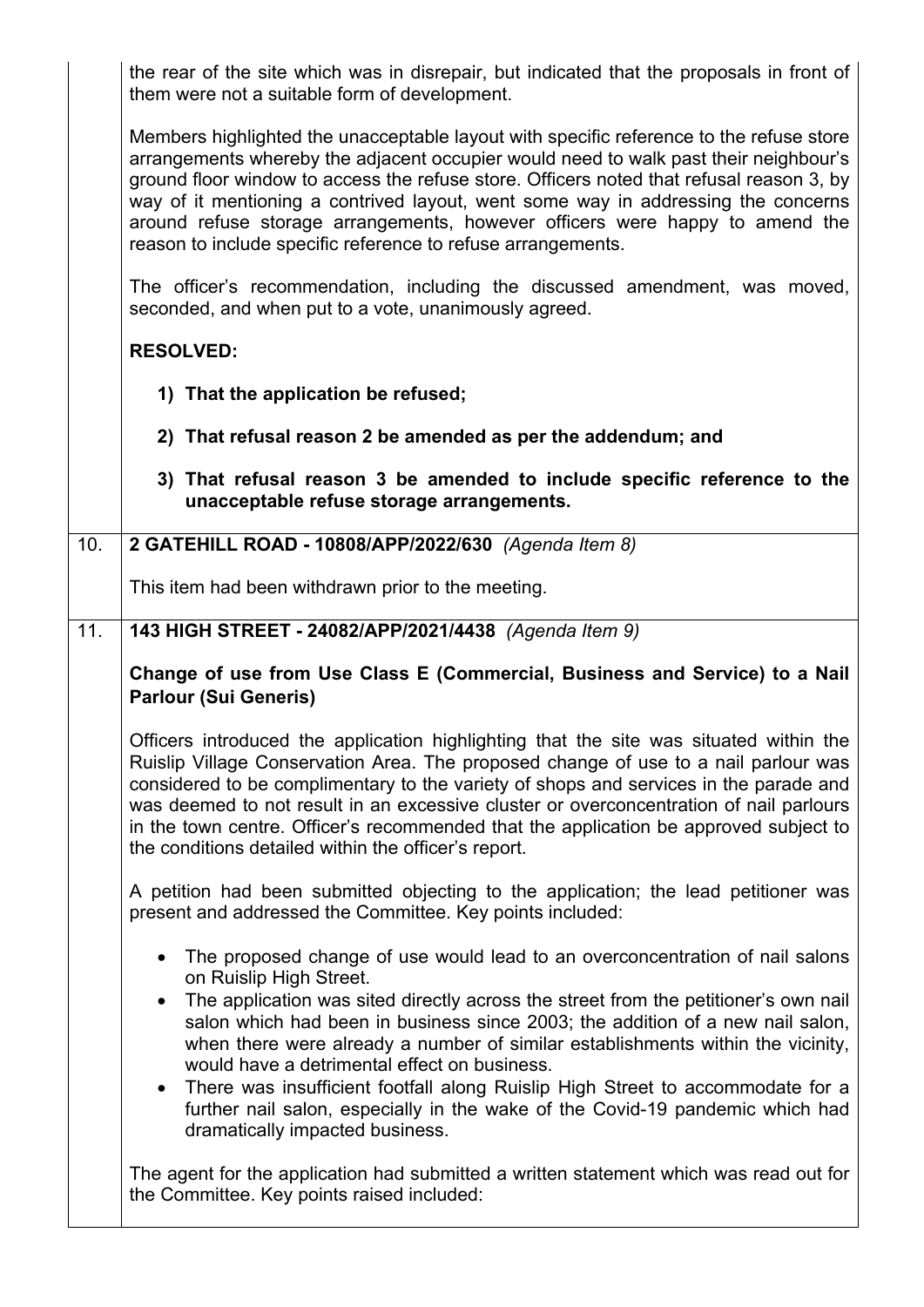the rear of the site which was in disrepair, but indicated that the proposals in front of them were not a suitable form of development.

Members highlighted the unacceptable layout with specific reference to the refuse store arrangements whereby the adjacent occupier would need to walk past their neighbour's ground floor window to access the refuse store. Officers noted that refusal reason 3, by way of it mentioning a contrived layout, went some way in addressing the concerns around refuse storage arrangements, however officers were happy to amend the reason to include specific reference to refuse arrangements.

The officer's recommendation, including the discussed amendment, was moved, seconded, and when put to a vote, unanimously agreed.

**RESOLVED:**

1) **That the application be refused;**
2) **That refusal reason 2 be amended as per the addendum; and**
3) **That refusal reason 3 be amended to include specific reference to the unacceptable refuse storage arrangements.**

## 10. 2 GATEHILL ROAD - 10808/APP/2022/630 *(Agenda Item 8)*

This item had been withdrawn prior to the meeting.

## 11. 143 HIGH STREET - 24082/APP/2021/4438 *(Agenda Item 9)*

**Change of use from Use Class E (Commercial, Business and Service) to a Nail Parlour (Sui Generis)**

Officers introduced the application highlighting that the site was situated within the Ruislip Village Conservation Area. The proposed change of use to a nail parlour was considered to be complimentary to the variety of shops and services in the parade and was deemed to not result in an excessive cluster or overconcentration of nail parlours in the town centre. Officer's recommended that the application be approved subject to the conditions detailed within the officer's report.

A petition had been submitted objecting to the application; the lead petitioner was present and addressed the Committee. Key points included:

- The proposed change of use would lead to an overconcentration of nail salons on Ruislip High Street.
- The application was sited directly across the street from the petitioner's own nail salon which had been in business since 2003; the addition of a new nail salon, when there were already a number of similar establishments within the vicinity, would have a detrimental effect on business.
- There was insufficient footfall along Ruislip High Street to accommodate for a further nail salon, especially in the wake of the Covid-19 pandemic which had dramatically impacted business.

The agent for the application had submitted a written statement which was read out for the Committee. Key points raised included: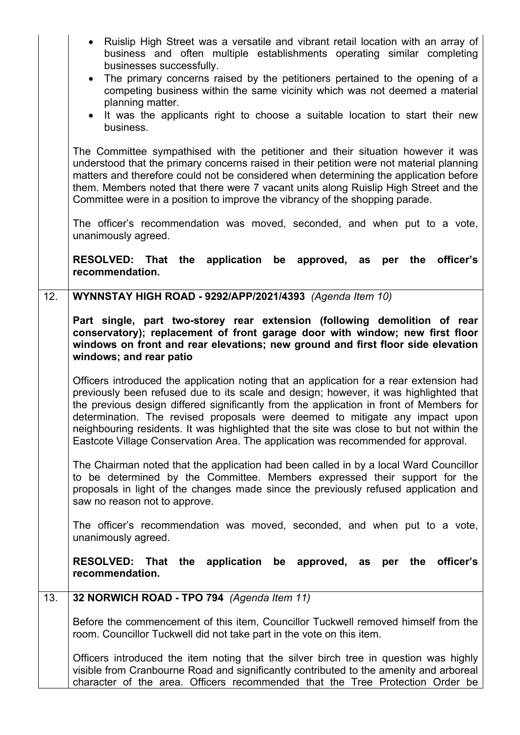- Ruislip High Street was a versatile and vibrant retail location with an array of business and often multiple establishments operating similar completing businesses successfully.
- The primary concerns raised by the petitioners pertained to the opening of a competing business within the same vicinity which was not deemed a material planning matter.
- It was the applicants right to choose a suitable location to start their new business.

The Committee sympathised with the petitioner and their situation however it was understood that the primary concerns raised in their petition were not material planning matters and therefore could not be considered when determining the application before them. Members noted that there were 7 vacant units along Ruislip High Street and the Committee were in a position to improve the vibrancy of the shopping parade.

The officer's recommendation was moved, seconded, and when put to a vote, unanimously agreed.

**RESOLVED: That the application be approved, as per the officer's recommendation.**

## 12. WYNNSTAY HIGH ROAD - 9292/APP/2021/4393 *(Agenda Item 10)*

**Part single, part two-storey rear extension (following demolition of rear conservatory); replacement of front garage door with window; new first floor windows on front and rear elevations; new ground and first floor side elevation windows; and rear patio**

Officers introduced the application noting that an application for a rear extension had previously been refused due to its scale and design; however, it was highlighted that the previous design differed significantly from the application in front of Members for determination. The revised proposals were deemed to mitigate any impact upon neighbouring residents. It was highlighted that the site was close to but not within the Eastcote Village Conservation Area. The application was recommended for approval.

The Chairman noted that the application had been called in by a local Ward Councillor to be determined by the Committee. Members expressed their support for the proposals in light of the changes made since the previously refused application and saw no reason not to approve.

The officer's recommendation was moved, seconded, and when put to a vote, unanimously agreed.

**RESOLVED: That the application be approved, as per the officer's recommendation.**

## 13. 32 NORWICH ROAD - TPO 794 *(Agenda Item 11)*

Before the commencement of this item, Councillor Tuckwell removed himself from the room. Councillor Tuckwell did not take part in the vote on this item.

Officers introduced the item noting that the silver birch tree in question was highly visible from Cranbourne Road and significantly contributed to the amenity and arboreal character of the area. Officers recommended that the Tree Protection Order be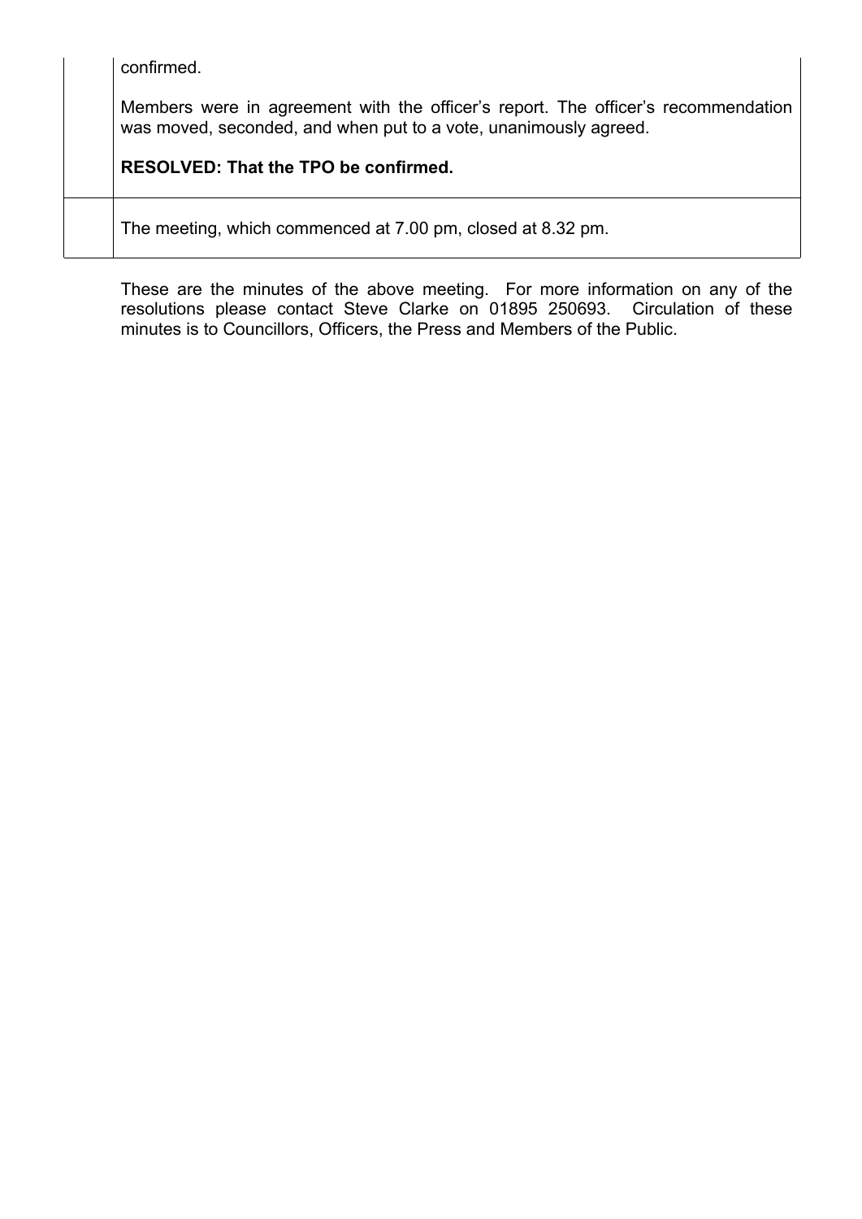| | |
|---|---|
| | confirmed.<br><br>Members were in agreement with the officer's report. The officer's recommendation was moved, seconded, and when put to a vote, unanimously agreed.<br><br>**RESOLVED: That the TPO be confirmed.** |
| | The meeting, which commenced at 7.00 pm, closed at 8.32 pm. |

These are the minutes of the above meeting. For more information on any of the resolutions please contact Steve Clarke on 01895 250693. Circulation of these minutes is to Councillors, Officers, the Press and Members of the Public.